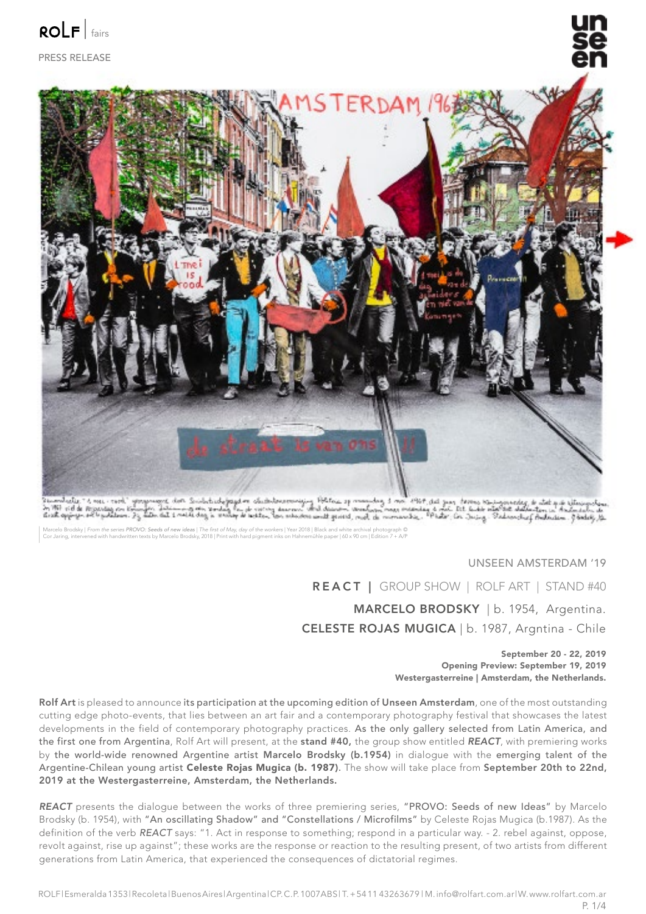ROLF | fairs

PRESS RELEASE

Marcelo Brodsky | *From the series PROVO: Seeds of new ideas* | *The first of May, day of the workers* | Year 2018 | Black and white archival photograph © Cor Jaring, intervened with handwritten texts by Marcelo Brodsky, 2018 | Print with hard pigment inks on Hahnemühle paper | 60 x 90 cm | Edition 7 + A/P

UNSEEN AMSTERDAM '19

**REACT |** GROUP SHOW | ROLF ART | STAND #40

**MARCELO BRODSKY** | b. 1954, Argentina.

**CELESTE ROJAS MUGICA** | b. 1987, Argntina - Chile

**September 20 - 22, 2019**
**Opening Preview: September 19, 2019**
**Westergasterreine | Amsterdam, the Netherlands.**

**Rolf Art** is pleased to announce **its participation at the upcoming edition of Unseen Amsterdam**, one of the most outstanding cutting edge photo-events, that lies between an art fair and a contemporary photography festival that showcases the latest developments in the field of contemporary photography practices. **As the only gallery selected from Latin America, and the first one from Argentina**, Rolf Art will present, at the **stand #40,** the group show entitled ***REACT***, with premiering works by **the world-wide renowned Argentine artist Marcelo Brodsky (b.1954)** in dialogue with the **emerging talent of the** Argentine-Chilean young artist **Celeste Rojas Mugica (b. 1987)**. The show will take place from **September 20th to 22nd, 2019 at the Westergasterreine, Amsterdam, the Netherlands.**

***REACT*** presents the dialogue between the works of three premiering series, **"PROVO: Seeds of new Ideas"** by Marcelo Brodsky (b. 1954), with **"An oscillating Shadow"** and **"Constellations / Microfilms"** by Celeste Rojas Mugica (b.1987). As the definition of the verb ***REACT*** says: "1. Act in response to something; respond in a particular way. - 2. rebel against, oppose, revolt against, rise up against"; these works are the response or reaction to the resulting present, of two artists from different generations from Latin America, that experienced the consequences of dictatorial regimes.

ROLF | Esmeralda 1353 | Recoleta | Buenos Aires | Argentina | CP. C.P. 1007ABS | T. +54 11 43263679 | M. info@rolfart.com.ar | W. www.rolfart.com.ar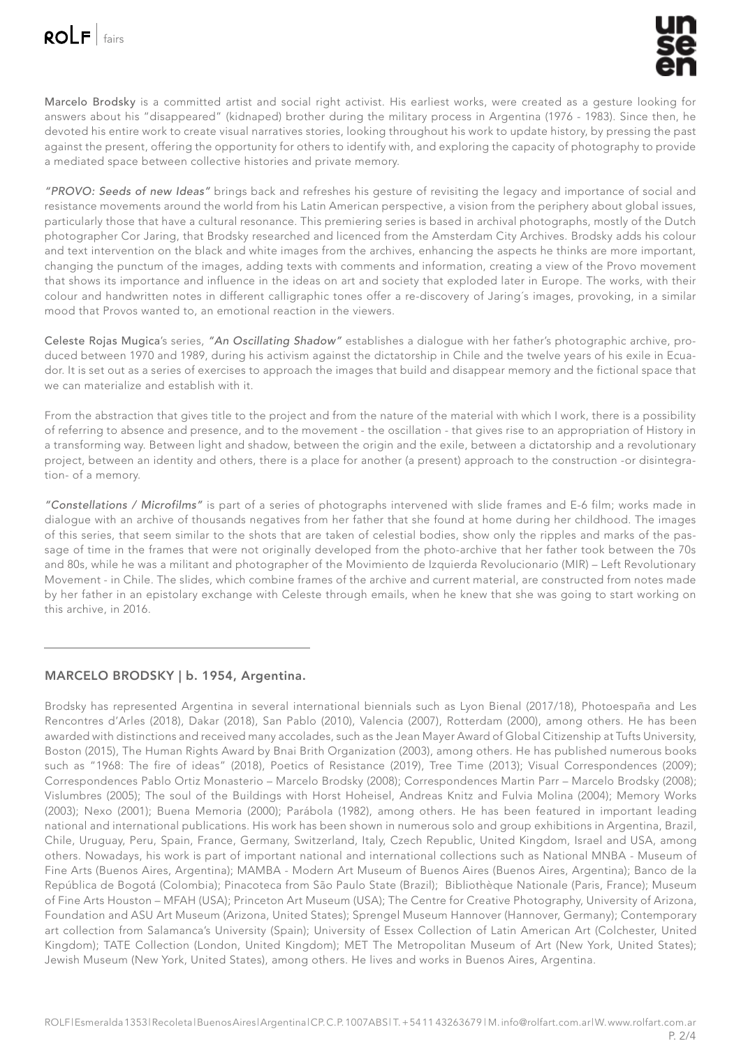**Marcelo Brodsky** is a committed artist and social right activist. His earliest works, were created as a gesture looking for answers about his "disappeared" (kidnaped) brother during the military process in Argentina (1976 - 1983). Since then, he devoted his entire work to create visual narratives stories, looking throughout his work to update history, by pressing the past against the present, offering the opportunity for others to identify with, and exploring the capacity of photography to provide a mediated space between collective histories and private memory.

*"PROVO: Seeds of new Ideas"* brings back and refreshes his gesture of revisiting the legacy and importance of social and resistance movements around the world from his Latin American perspective, a vision from the periphery about global issues, particularly those that have a cultural resonance. This premiering series is based in archival photographs, mostly of the Dutch photographer Cor Jaring, that Brodsky researched and licenced from the Amsterdam City Archives. Brodsky adds his colour and text intervention on the black and white images from the archives, enhancing the aspects he thinks are more important, changing the punctum of the images, adding texts with comments and information, creating a view of the Provo movement that shows its importance and influence in the ideas on art and society that exploded later in Europe. The works, with their colour and handwritten notes in different calligraphic tones offer a re-discovery of Jaring´s images, provoking, in a similar mood that Provos wanted to, an emotional reaction in the viewers.

**Celeste Rojas Mugica**'s series, *"An Oscillating Shadow"* establishes a dialogue with her father's photographic archive, produced between 1970 and 1989, during his activism against the dictatorship in Chile and the twelve years of his exile in Ecuador. It is set out as a series of exercises to approach the images that build and disappear memory and the fictional space that we can materialize and establish with it.

From the abstraction that gives title to the project and from the nature of the material with which I work, there is a possibility of referring to absence and presence, and to the movement - the oscillation - that gives rise to an appropriation of History in a transforming way. Between light and shadow, between the origin and the exile, between a dictatorship and a revolutionary project, between an identity and others, there is a place for another (a present) approach to the construction -or disintegration- of a memory.

*"Constellations / Microfilms"* is part of a series of photographs intervened with slide frames and E-6 film; works made in dialogue with an archive of thousands negatives from her father that she found at home during her childhood. The images of this series, that seem similar to the shots that are taken of celestial bodies, show only the ripples and marks of the passage of time in the frames that were not originally developed from the photo-archive that her father took between the 70s and 80s, while he was a militant and photographer of the Movimiento de Izquierda Revolucionario (MIR) – Left Revolutionary Movement - in Chile. The slides, which combine frames of the archive and current material, are constructed from notes made by her father in an epistolary exchange with Celeste through emails, when he knew that she was going to start working on this archive, in 2016.

---

## MARCELO BRODSKY | b. 1954, Argentina.

Brodsky has represented Argentina in several international biennials such as Lyon Bienal (2017/18), Photoespaña and Les Rencontres d'Arles (2018), Dakar (2018), San Pablo (2010), Valencia (2007), Rotterdam (2000), among others. He has been awarded with distinctions and received many accolades, such as the Jean Mayer Award of Global Citizenship at Tufts University, Boston (2015), The Human Rights Award by Bnai Brith Organization (2003), among others. He has published numerous books such as "1968: The fire of ideas" (2018), Poetics of Resistance (2019), Tree Time (2013); Visual Correspondences (2009); Correspondences Pablo Ortiz Monasterio – Marcelo Brodsky (2008); Correspondences Martin Parr – Marcelo Brodsky (2008); Vislumbres (2005); The soul of the Buildings with Horst Hoheisel, Andreas Knitz and Fulvia Molina (2004); Memory Works (2003); Nexo (2001); Buena Memoria (2000); Parábola (1982), among others. He has been featured in important leading national and international publications. His work has been shown in numerous solo and group exhibitions in Argentina, Brazil, Chile, Uruguay, Peru, Spain, France, Germany, Switzerland, Italy, Czech Republic, United Kingdom, Israel and USA, among others. Nowadays, his work is part of important national and international collections such as National MNBA - Museum of Fine Arts (Buenos Aires, Argentina); MAMBA - Modern Art Museum of Buenos Aires (Buenos Aires, Argentina); Banco de la República de Bogotá (Colombia); Pinacoteca from São Paulo State (Brazil); Bibliothèque Nationale (Paris, France); Museum of Fine Arts Houston – MFAH (USA); Princeton Art Museum (USA); The Centre for Creative Photography, University of Arizona, Foundation and ASU Art Museum (Arizona, United States); Sprengel Museum Hannover (Hannover, Germany); Contemporary art collection from Salamanca's University (Spain); University of Essex Collection of Latin American Art (Colchester, United Kingdom); TATE Collection (London, United Kingdom); MET The Metropolitan Museum of Art (New York, United States); Jewish Museum (New York, United States), among others. He lives and works in Buenos Aires, Argentina.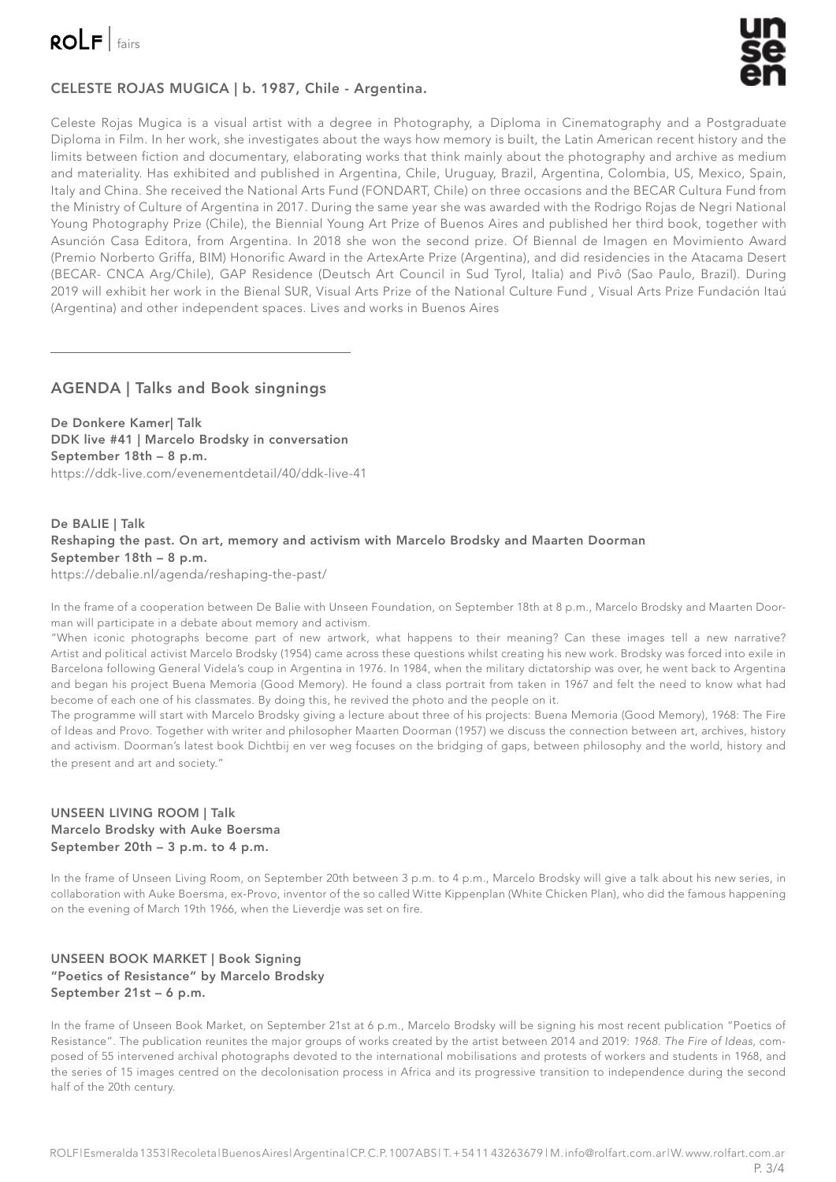## CELESTE ROJAS MUGICA | b. 1987, Chile - Argentina.

Celeste Rojas Mugica is a visual artist with a degree in Photography, a Diploma in Cinematography and a Postgraduate Diploma in Film. In her work, she investigates about the ways how memory is built, the Latin American recent history and the limits between fiction and documentary, elaborating works that think mainly about the photography and archive as medium and materiality. Has exhibited and published in Argentina, Chile, Uruguay, Brazil, Argentina, Colombia, US, Mexico, Spain, Italy and China. She received the National Arts Fund (FONDART, Chile) on three occasions and the BECAR Cultura Fund from the Ministry of Culture of Argentina in 2017. During the same year she was awarded with the Rodrigo Rojas de Negri National Young Photography Prize (Chile), the Biennial Young Art Prize of Buenos Aires and published her third book, together with Asunción Casa Editora, from Argentina. In 2018 she won the second prize. Of Biennal de Imagen en Movimiento Award (Premio Norberto Griffa, BIM) Honorific Award in the ArtexArte Prize (Argentina), and did residencies in the Atacama Desert (BECAR- CNCA Arg/Chile), GAP Residence (Deutsch Art Council in Sud Tyrol, Italia) and Pivô (Sao Paulo, Brazil). During 2019 will exhibit her work in the Bienal SUR, Visual Arts Prize of the National Culture Fund , Visual Arts Prize Fundación Itaú (Argentina) and other independent spaces. Lives and works in Buenos Aires

---

## AGENDA | Talks and Book singnings

**De Donkere Kamer| Talk**
**DDK live #41 | Marcelo Brodsky in conversation**
**September 18th – 8 p.m.**
https://ddk-live.com/evenementdetail/40/ddk-live-41

**De BALIE | Talk**
**Reshaping the past. On art, memory and activism with Marcelo Brodsky and Maarten Doorman**
**September 18th – 8 p.m.**
https://debalie.nl/agenda/reshaping-the-past/

In the frame of a cooperation between De Balie with Unseen Foundation, on September 18th at 8 p.m., Marcelo Brodsky and Maarten Doorman will participate in a debate about memory and activism.

"When iconic photographs become part of new artwork, what happens to their meaning? Can these images tell a new narrative? Artist and political activist Marcelo Brodsky (1954) came across these questions whilst creating his new work. Brodsky was forced into exile in Barcelona following General Videla's coup in Argentina in 1976. In 1984, when the military dictatorship was over, he went back to Argentina and began his project Buena Memoria (Good Memory). He found a class portrait from taken in 1967 and felt the need to know what had become of each one of his classmates. By doing this, he revived the photo and the people on it.

The programme will start with Marcelo Brodsky giving a lecture about three of his projects: Buena Memoria (Good Memory), 1968: The Fire of Ideas and Provo. Together with writer and philosopher Maarten Doorman (1957) we discuss the connection between art, archives, history and activism. Doorman's latest book Dichtbij en ver weg focuses on the bridging of gaps, between philosophy and the world, history and the present and art and society."

**UNSEEN LIVING ROOM | Talk**
**Marcelo Brodsky with Auke Boersma**
**September 20th – 3 p.m. to 4 p.m.**

In the frame of Unseen Living Room, on September 20th between 3 p.m. to 4 p.m., Marcelo Brodsky will give a talk about his new series, in collaboration with Auke Boersma, ex-Provo, inventor of the so called Witte Kippenplan (White Chicken Plan), who did the famous happening on the evening of March 19th 1966, when the Lieverdje was set on fire.

**UNSEEN BOOK MARKET | Book Signing**
**"Poetics of Resistance" by Marcelo Brodsky**
**September 21st – 6 p.m.**

In the frame of Unseen Book Market, on September 21st at 6 p.m., Marcelo Brodsky will be signing his most recent publication "Poetics of Resistance". The publication reunites the major groups of works created by the artist between 2014 and 2019: *1968. The Fire of Ideas,* composed of 55 intervened archival photographs devoted to the international mobilisations and protests of workers and students in 1968, and the series of 15 images centred on the decolonisation process in Africa and its progressive transition to independence during the second half of the 20th century.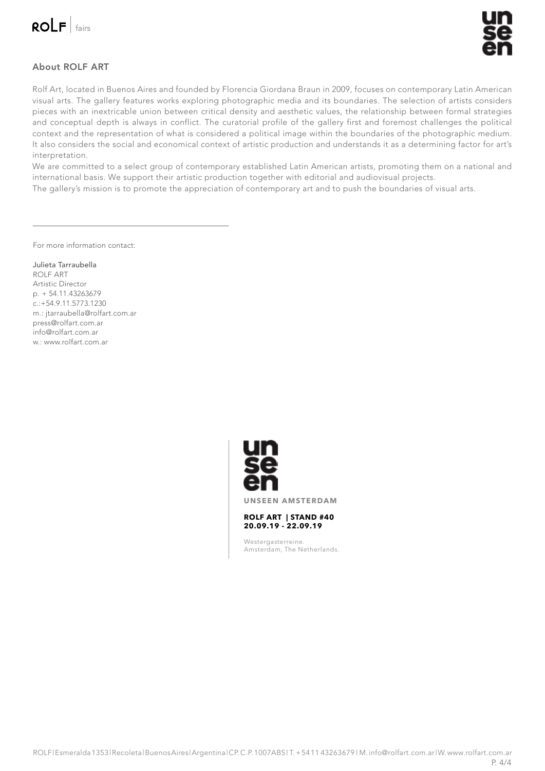## About ROLF ART

Rolf Art, located in Buenos Aires and founded by Florencia Giordana Braun in 2009, focuses on contemporary Latin American visual arts. The gallery features works exploring photographic media and its boundaries. The selection of artists considers pieces with an inextricable union between critical density and aesthetic values, the relationship between formal strategies and conceptual depth is always in conflict. The curatorial profile of the gallery first and foremost challenges the political context and the representation of what is considered a political image within the boundaries of the photographic medium. It also considers the social and economical context of artistic production and understands it as a determining factor for art's interpretation.

We are committed to a select group of contemporary established Latin American artists, promoting them on a national and international basis. We support their artistic production together with editorial and audiovisual projects.

The gallery's mission is to promote the appreciation of contemporary art and to push the boundaries of visual arts.

---

For more information contact:

Julieta Tarraubella
ROLF ART
Artistic Director
p. + 54.11.43263679
c.:+54.9.11.5773.1230
m.: jtarraubella@rolfart.com.ar
press@rolfart.com.ar
info@rolfart.com.ar
w.: www.rolfart.com.ar

UNSEEN AMSTERDAM

**ROLF ART | STAND #40**
**20.09.19 - 22.09.19**

Westergasterreine.
Amsterdam, The Netherlands.

ROLF | Esmeralda 1353 | Recoleta | Buenos Aires | Argentina | CP. C.P. 1007ABS | T. +5411 43263679 | M. info@rolfart.com.ar | W. www.rolfart.com.ar